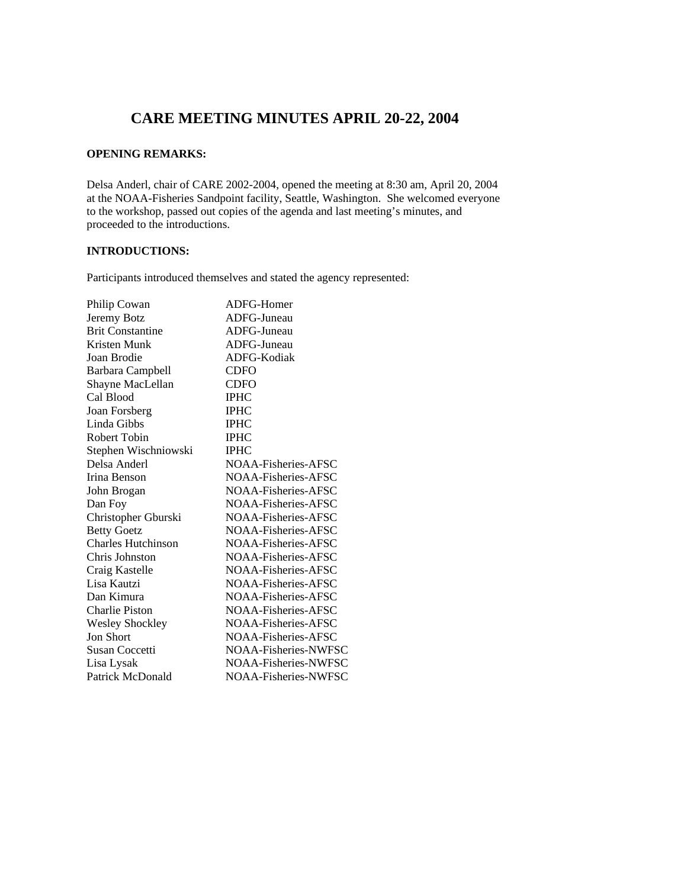# CARE MEETING MINUTES APRIL 20-22, 2004

**OPENING REMARKS:**

Delsa Anderl, chair of CARE 2002-2004, opened the meeting at 8:30 am, April 20, 2004 at the NOAA-Fisheries Sandpoint facility, Seattle, Washington. She welcomed everyone to the workshop, passed out copies of the agenda and last meeting's minutes, and proceeded to the introductions.

**INTRODUCTIONS:**

Participants introduced themselves and stated the agency represented:

| | |
|---|---|
| Philip Cowan | ADFG-Homer |
| Jeremy Botz | ADFG-Juneau |
| Brit Constantine | ADFG-Juneau |
| Kristen Munk | ADFG-Juneau |
| Joan Brodie | ADFG-Kodiak |
| Barbara Campbell | CDFO |
| Shayne MacLellan | CDFO |
| Cal Blood | IPHC |
| Joan Forsberg | IPHC |
| Linda Gibbs | IPHC |
| Robert Tobin | IPHC |
| Stephen Wischniowski | IPHC |
| Delsa Anderl | NOAA-Fisheries-AFSC |
| Irina Benson | NOAA-Fisheries-AFSC |
| John Brogan | NOAA-Fisheries-AFSC |
| Dan Foy | NOAA-Fisheries-AFSC |
| Christopher Gburski | NOAA-Fisheries-AFSC |
| Betty Goetz | NOAA-Fisheries-AFSC |
| Charles Hutchinson | NOAA-Fisheries-AFSC |
| Chris Johnston | NOAA-Fisheries-AFSC |
| Craig Kastelle | NOAA-Fisheries-AFSC |
| Lisa Kautzi | NOAA-Fisheries-AFSC |
| Dan Kimura | NOAA-Fisheries-AFSC |
| Charlie Piston | NOAA-Fisheries-AFSC |
| Wesley Shockley | NOAA-Fisheries-AFSC |
| Jon Short | NOAA-Fisheries-AFSC |
| Susan Coccetti | NOAA-Fisheries-NWFSC |
| Lisa Lysak | NOAA-Fisheries-NWFSC |
| Patrick McDonald | NOAA-Fisheries-NWFSC |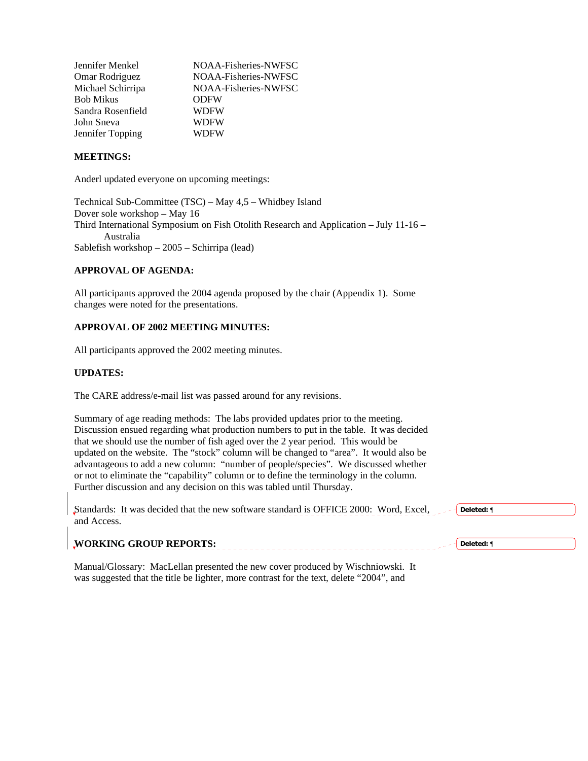| | |
|---|---|
| Jennifer Menkel | NOAA-Fisheries-NWFSC |
| Omar Rodriguez | NOAA-Fisheries-NWFSC |
| Michael Schirripa | NOAA-Fisheries-NWFSC |
| Bob Mikus | ODFW |
| Sandra Rosenfield | WDFW |
| John Sneva | WDFW |
| Jennifer Topping | WDFW |

**MEETINGS:**

Anderl updated everyone on upcoming meetings:

Technical Sub-Committee (TSC) – May 4,5 – Whidbey Island
Dover sole workshop – May 16
Third International Symposium on Fish Otolith Research and Application – July 11-16 – Australia
Sablefish workshop – 2005 – Schirripa (lead)

**APPROVAL OF AGENDA:**

All participants approved the 2004 agenda proposed by the chair (Appendix 1). Some changes were noted for the presentations.

**APPROVAL OF 2002 MEETING MINUTES:**

All participants approved the 2002 meeting minutes.

**UPDATES:**

The CARE address/e-mail list was passed around for any revisions.

Summary of age reading methods: The labs provided updates prior to the meeting. Discussion ensued regarding what production numbers to put in the table. It was decided that we should use the number of fish aged over the 2 year period. This would be updated on the website. The "stock" column will be changed to "area". It would also be advantageous to add a new column: "number of people/species". We discussed whether or not to eliminate the "capability" column or to define the terminology in the column. Further discussion and any decision on this was tabled until Thursday.

Standards: It was decided that the new software standard is OFFICE 2000: Word, Excel, and Access.

**WORKING GROUP REPORTS:**

Manual/Glossary: MacLellan presented the new cover produced by Wischniowski. It was suggested that the title be lighter, more contrast for the text, delete "2004", and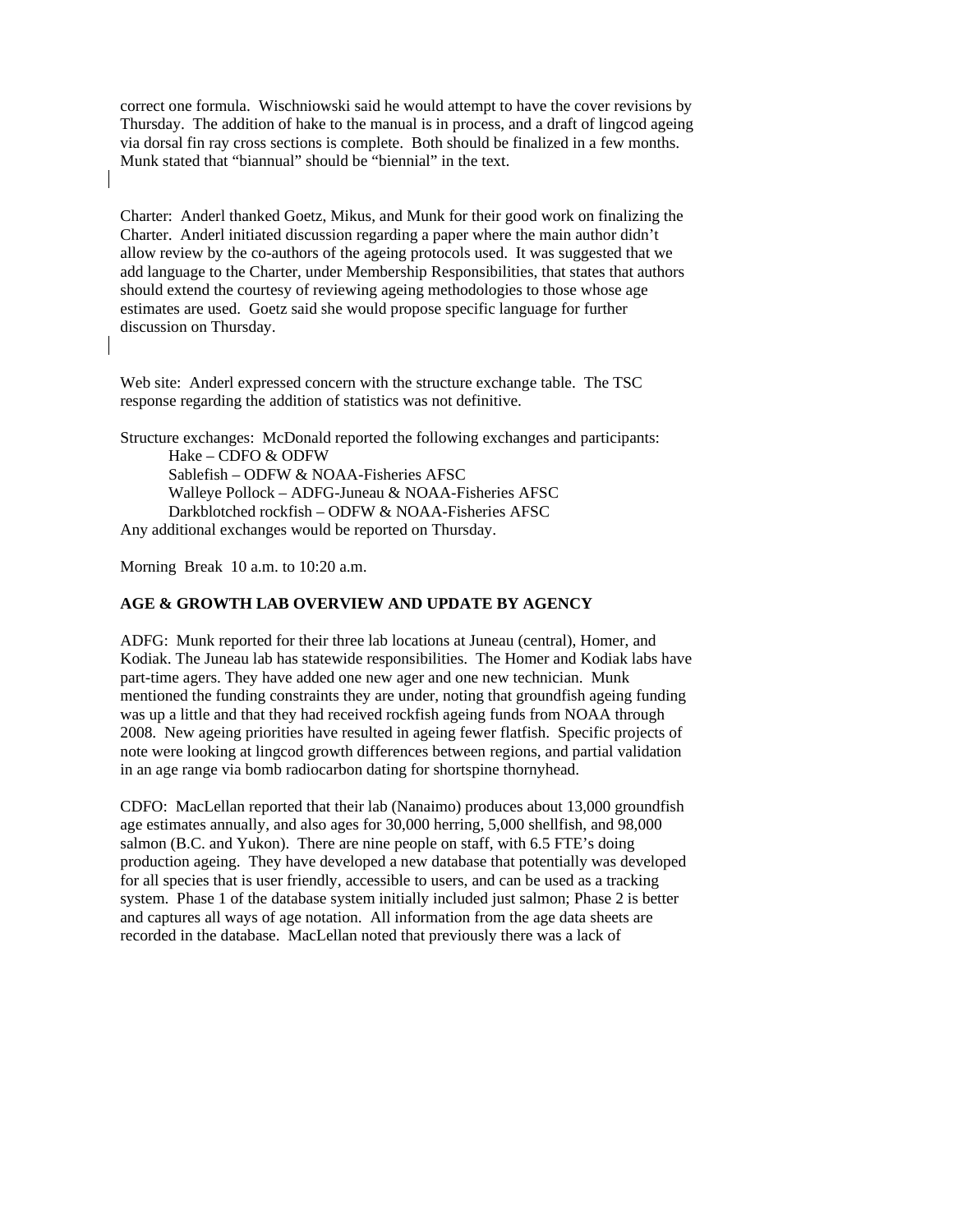correct one formula. Wischniowski said he would attempt to have the cover revisions by Thursday. The addition of hake to the manual is in process, and a draft of lingcod ageing via dorsal fin ray cross sections is complete. Both should be finalized in a few months. Munk stated that "biannual" should be "biennial" in the text.

Charter: Anderl thanked Goetz, Mikus, and Munk for their good work on finalizing the Charter. Anderl initiated discussion regarding a paper where the main author didn't allow review by the co-authors of the ageing protocols used. It was suggested that we add language to the Charter, under Membership Responsibilities, that states that authors should extend the courtesy of reviewing ageing methodologies to those whose age estimates are used. Goetz said she would propose specific language for further discussion on Thursday.

Web site: Anderl expressed concern with the structure exchange table. The TSC response regarding the addition of statistics was not definitive.

Structure exchanges: McDonald reported the following exchanges and participants:

- Hake – CDFO & ODFW
- Sablefish – ODFW & NOAA-Fisheries AFSC
- Walleye Pollock – ADFG-Juneau & NOAA-Fisheries AFSC
- Darkblotched rockfish – ODFW & NOAA-Fisheries AFSC

Any additional exchanges would be reported on Thursday.

Morning Break 10 a.m. to 10:20 a.m.

**AGE & GROWTH LAB OVERVIEW AND UPDATE BY AGENCY**

ADFG: Munk reported for their three lab locations at Juneau (central), Homer, and Kodiak. The Juneau lab has statewide responsibilities. The Homer and Kodiak labs have part-time agers. They have added one new ager and one new technician. Munk mentioned the funding constraints they are under, noting that groundfish ageing funding was up a little and that they had received rockfish ageing funds from NOAA through 2008. New ageing priorities have resulted in ageing fewer flatfish. Specific projects of note were looking at lingcod growth differences between regions, and partial validation in an age range via bomb radiocarbon dating for shortspine thornyhead.

CDFO: MacLellan reported that their lab (Nanaimo) produces about 13,000 groundfish age estimates annually, and also ages for 30,000 herring, 5,000 shellfish, and 98,000 salmon (B.C. and Yukon). There are nine people on staff, with 6.5 FTE's doing production ageing. They have developed a new database that potentially was developed for all species that is user friendly, accessible to users, and can be used as a tracking system. Phase 1 of the database system initially included just salmon; Phase 2 is better and captures all ways of age notation. All information from the age data sheets are recorded in the database. MacLellan noted that previously there was a lack of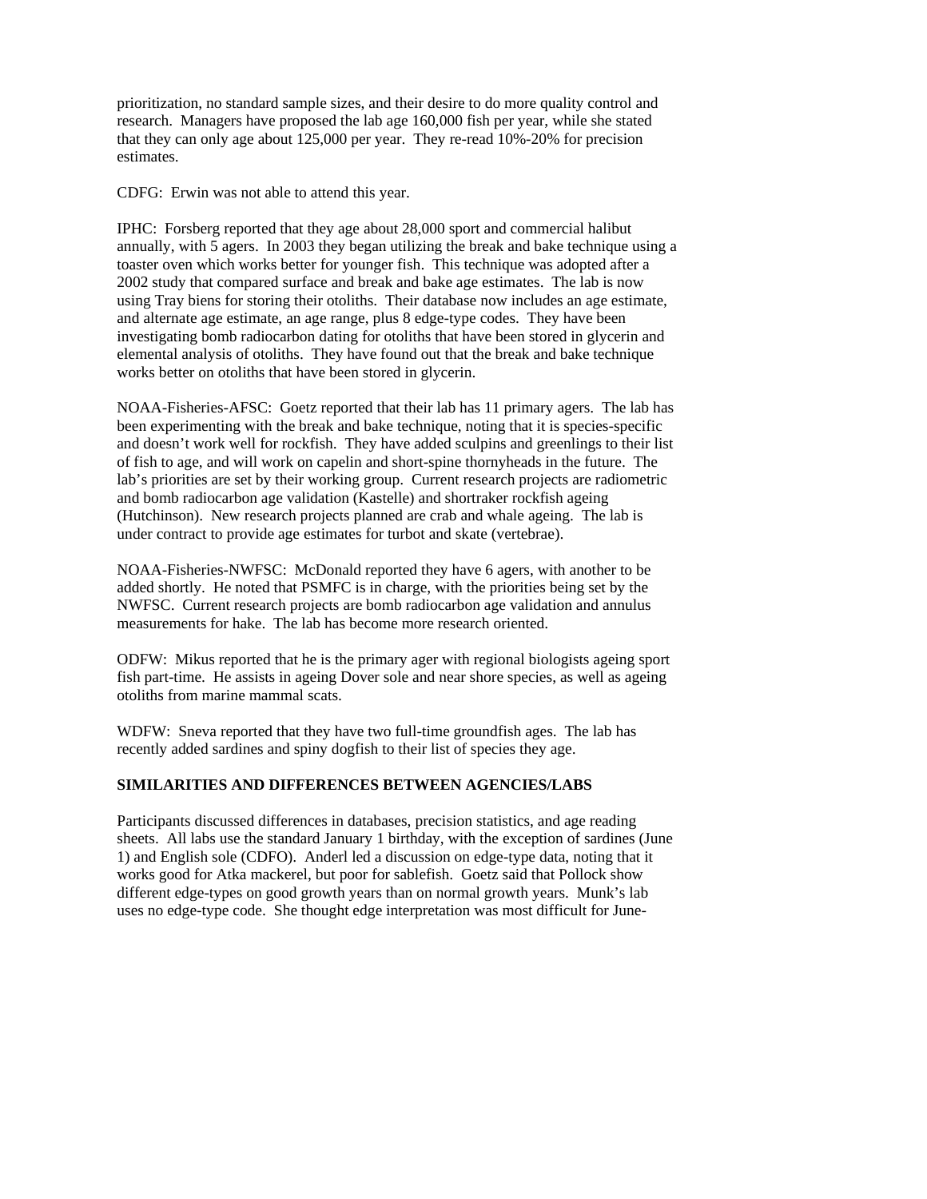prioritization, no standard sample sizes, and their desire to do more quality control and research. Managers have proposed the lab age 160,000 fish per year, while she stated that they can only age about 125,000 per year. They re-read 10%-20% for precision estimates.

CDFG: Erwin was not able to attend this year.

IPHC: Forsberg reported that they age about 28,000 sport and commercial halibut annually, with 5 agers. In 2003 they began utilizing the break and bake technique using a toaster oven which works better for younger fish. This technique was adopted after a 2002 study that compared surface and break and bake age estimates. The lab is now using Tray biens for storing their otoliths. Their database now includes an age estimate, and alternate age estimate, an age range, plus 8 edge-type codes. They have been investigating bomb radiocarbon dating for otoliths that have been stored in glycerin and elemental analysis of otoliths. They have found out that the break and bake technique works better on otoliths that have been stored in glycerin.

NOAA-Fisheries-AFSC: Goetz reported that their lab has 11 primary agers. The lab has been experimenting with the break and bake technique, noting that it is species-specific and doesn't work well for rockfish. They have added sculpins and greenlings to their list of fish to age, and will work on capelin and short-spine thornyheads in the future. The lab's priorities are set by their working group. Current research projects are radiometric and bomb radiocarbon age validation (Kastelle) and shortraker rockfish ageing (Hutchinson). New research projects planned are crab and whale ageing. The lab is under contract to provide age estimates for turbot and skate (vertebrae).

NOAA-Fisheries-NWFSC: McDonald reported they have 6 agers, with another to be added shortly. He noted that PSMFC is in charge, with the priorities being set by the NWFSC. Current research projects are bomb radiocarbon age validation and annulus measurements for hake. The lab has become more research oriented.

ODFW: Mikus reported that he is the primary ager with regional biologists ageing sport fish part-time. He assists in ageing Dover sole and near shore species, as well as ageing otoliths from marine mammal scats.

WDFW: Sneva reported that they have two full-time groundfish ages. The lab has recently added sardines and spiny dogfish to their list of species they age.

**SIMILARITIES AND DIFFERENCES BETWEEN AGENCIES/LABS**

Participants discussed differences in databases, precision statistics, and age reading sheets. All labs use the standard January 1 birthday, with the exception of sardines (June 1) and English sole (CDFO). Anderl led a discussion on edge-type data, noting that it works good for Atka mackerel, but poor for sablefish. Goetz said that Pollock show different edge-types on good growth years than on normal growth years. Munk's lab uses no edge-type code. She thought edge interpretation was most difficult for June-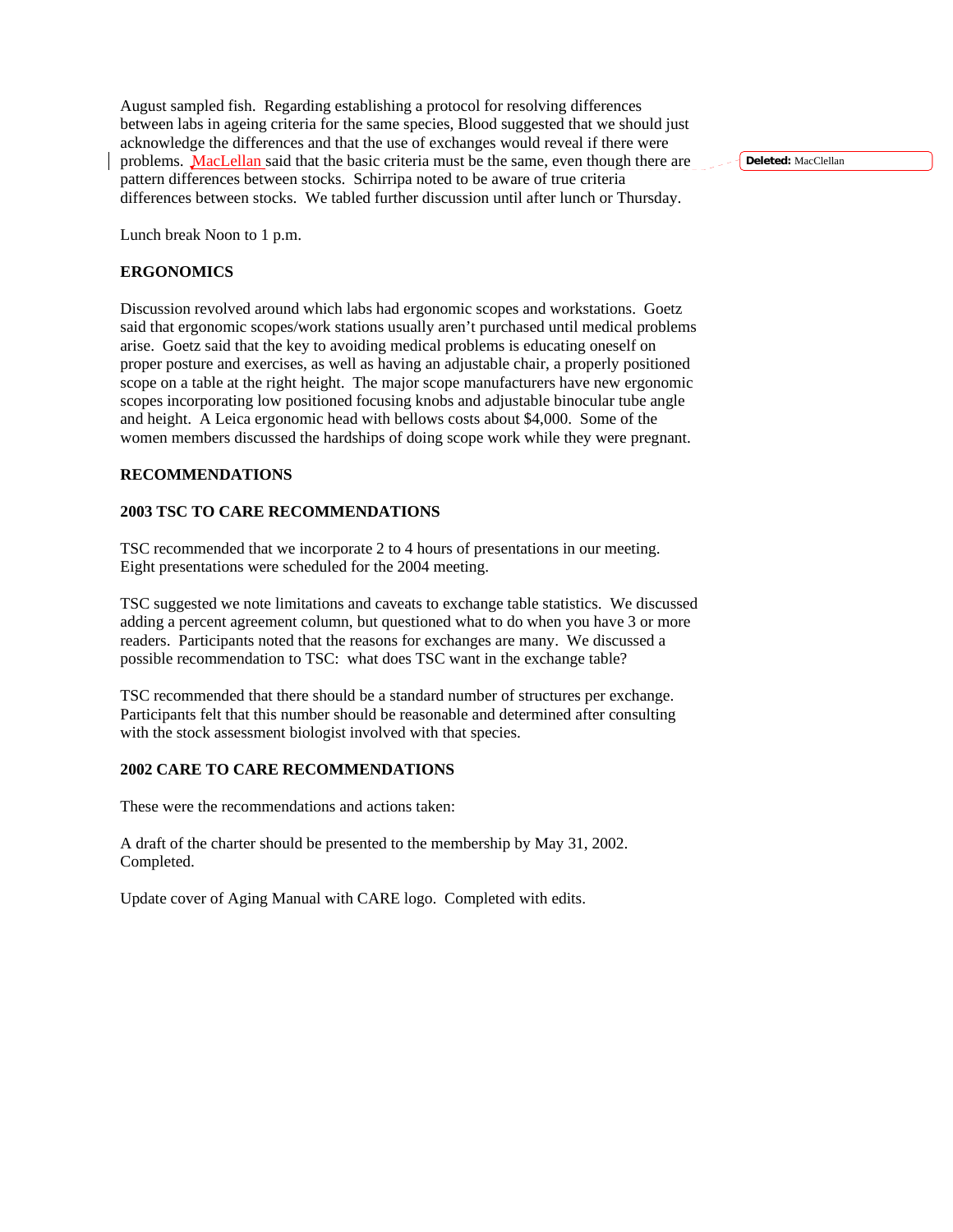August sampled fish. Regarding establishing a protocol for resolving differences between labs in ageing criteria for the same species, Blood suggested that we should just acknowledge the differences and that the use of exchanges would reveal if there were problems. MacLellan said that the basic criteria must be the same, even though there are pattern differences between stocks. Schirripa noted to be aware of true criteria differences between stocks. We tabled further discussion until after lunch or Thursday.

Lunch break Noon to 1 p.m.

**ERGONOMICS**

Discussion revolved around which labs had ergonomic scopes and workstations. Goetz said that ergonomic scopes/work stations usually aren't purchased until medical problems arise. Goetz said that the key to avoiding medical problems is educating oneself on proper posture and exercises, as well as having an adjustable chair, a properly positioned scope on a table at the right height. The major scope manufacturers have new ergonomic scopes incorporating low positioned focusing knobs and adjustable binocular tube angle and height. A Leica ergonomic head with bellows costs about $4,000. Some of the women members discussed the hardships of doing scope work while they were pregnant.

**RECOMMENDATIONS**

**2003 TSC TO CARE RECOMMENDATIONS**

TSC recommended that we incorporate 2 to 4 hours of presentations in our meeting. Eight presentations were scheduled for the 2004 meeting.

TSC suggested we note limitations and caveats to exchange table statistics. We discussed adding a percent agreement column, but questioned what to do when you have 3 or more readers. Participants noted that the reasons for exchanges are many. We discussed a possible recommendation to TSC: what does TSC want in the exchange table?

TSC recommended that there should be a standard number of structures per exchange. Participants felt that this number should be reasonable and determined after consulting with the stock assessment biologist involved with that species.

**2002 CARE TO CARE RECOMMENDATIONS**

These were the recommendations and actions taken:

A draft of the charter should be presented to the membership by May 31, 2002. Completed.

Update cover of Aging Manual with CARE logo. Completed with edits.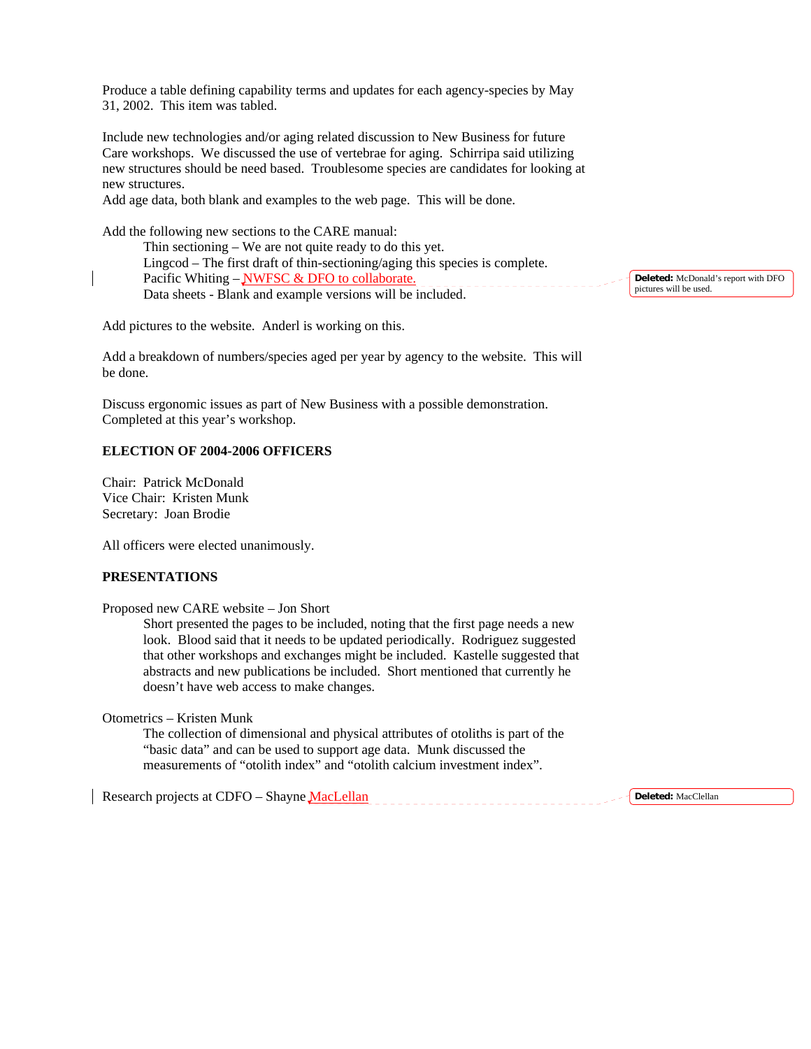Produce a table defining capability terms and updates for each agency-species by May 31, 2002. This item was tabled.

Include new technologies and/or aging related discussion to New Business for future Care workshops. We discussed the use of vertebrae for aging. Schirripa said utilizing new structures should be need based. Troublesome species are candidates for looking at new structures.
Add age data, both blank and examples to the web page. This will be done.

Add the following new sections to the CARE manual:

- Thin sectioning – We are not quite ready to do this yet.
- Lingcod – The first draft of thin-sectioning/aging this species is complete.
- Pacific Whiting – NWFSC & DFO to collaborate.
- Data sheets - Blank and example versions will be included.

Add pictures to the website. Anderl is working on this.

Add a breakdown of numbers/species aged per year by agency to the website. This will be done.

Discuss ergonomic issues as part of New Business with a possible demonstration. Completed at this year's workshop.

**ELECTION OF 2004-2006 OFFICERS**

Chair: Patrick McDonald
Vice Chair: Kristen Munk
Secretary: Joan Brodie

All officers were elected unanimously.

**PRESENTATIONS**

Proposed new CARE website – Jon Short

Short presented the pages to be included, noting that the first page needs a new look. Blood said that it needs to be updated periodically. Rodriguez suggested that other workshops and exchanges might be included. Kastelle suggested that abstracts and new publications be included. Short mentioned that currently he doesn't have web access to make changes.

Otometrics – Kristen Munk

The collection of dimensional and physical attributes of otoliths is part of the "basic data" and can be used to support age data. Munk discussed the measurements of "otolith index" and "otolith calcium investment index".

Research projects at CDFO – Shayne MacLellan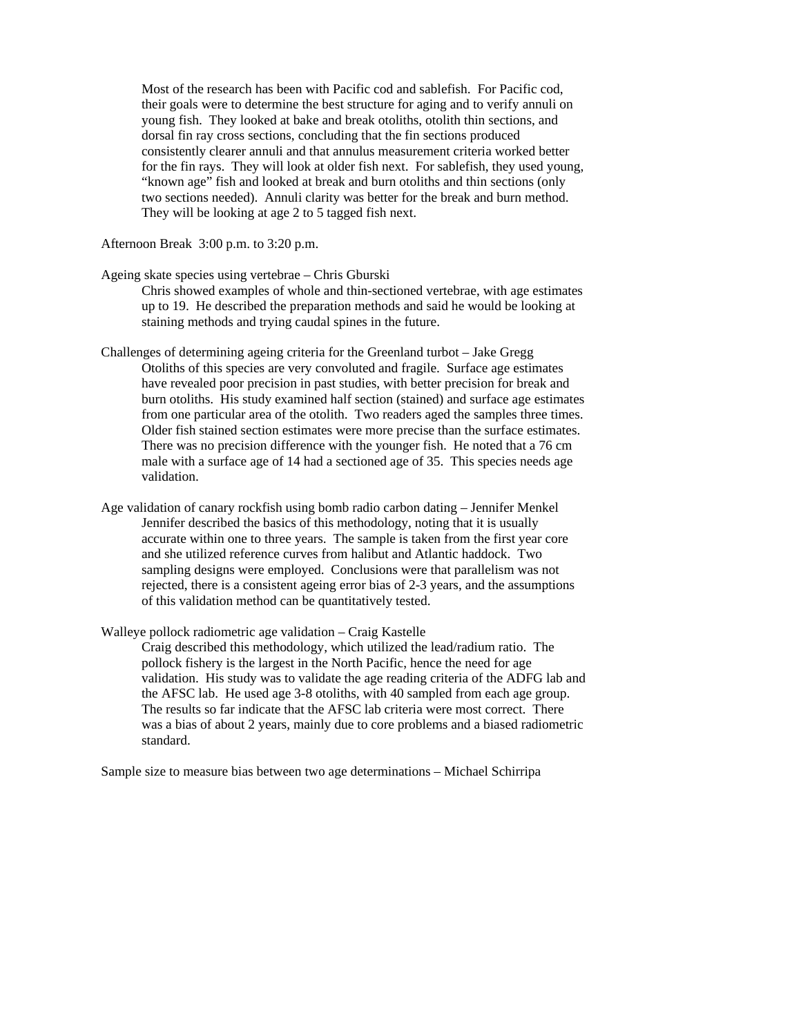Most of the research has been with Pacific cod and sablefish. For Pacific cod, their goals were to determine the best structure for aging and to verify annuli on young fish. They looked at bake and break otoliths, otolith thin sections, and dorsal fin ray cross sections, concluding that the fin sections produced consistently clearer annuli and that annulus measurement criteria worked better for the fin rays. They will look at older fish next. For sablefish, they used young, "known age" fish and looked at break and burn otoliths and thin sections (only two sections needed). Annuli clarity was better for the break and burn method. They will be looking at age 2 to 5 tagged fish next.

Afternoon Break 3:00 p.m. to 3:20 p.m.

Ageing skate species using vertebrae – Chris Gburski

Chris showed examples of whole and thin-sectioned vertebrae, with age estimates up to 19. He described the preparation methods and said he would be looking at staining methods and trying caudal spines in the future.

Challenges of determining ageing criteria for the Greenland turbot – Jake Gregg

Otoliths of this species are very convoluted and fragile. Surface age estimates have revealed poor precision in past studies, with better precision for break and burn otoliths. His study examined half section (stained) and surface age estimates from one particular area of the otolith. Two readers aged the samples three times. Older fish stained section estimates were more precise than the surface estimates. There was no precision difference with the younger fish. He noted that a 76 cm male with a surface age of 14 had a sectioned age of 35. This species needs age validation.

Age validation of canary rockfish using bomb radio carbon dating – Jennifer Menkel

Jennifer described the basics of this methodology, noting that it is usually accurate within one to three years. The sample is taken from the first year core and she utilized reference curves from halibut and Atlantic haddock. Two sampling designs were employed. Conclusions were that parallelism was not rejected, there is a consistent ageing error bias of 2-3 years, and the assumptions of this validation method can be quantitatively tested.

Walleye pollock radiometric age validation – Craig Kastelle

Craig described this methodology, which utilized the lead/radium ratio. The pollock fishery is the largest in the North Pacific, hence the need for age validation. His study was to validate the age reading criteria of the ADFG lab and the AFSC lab. He used age 3-8 otoliths, with 40 sampled from each age group. The results so far indicate that the AFSC lab criteria were most correct. There was a bias of about 2 years, mainly due to core problems and a biased radiometric standard.

Sample size to measure bias between two age determinations – Michael Schirripa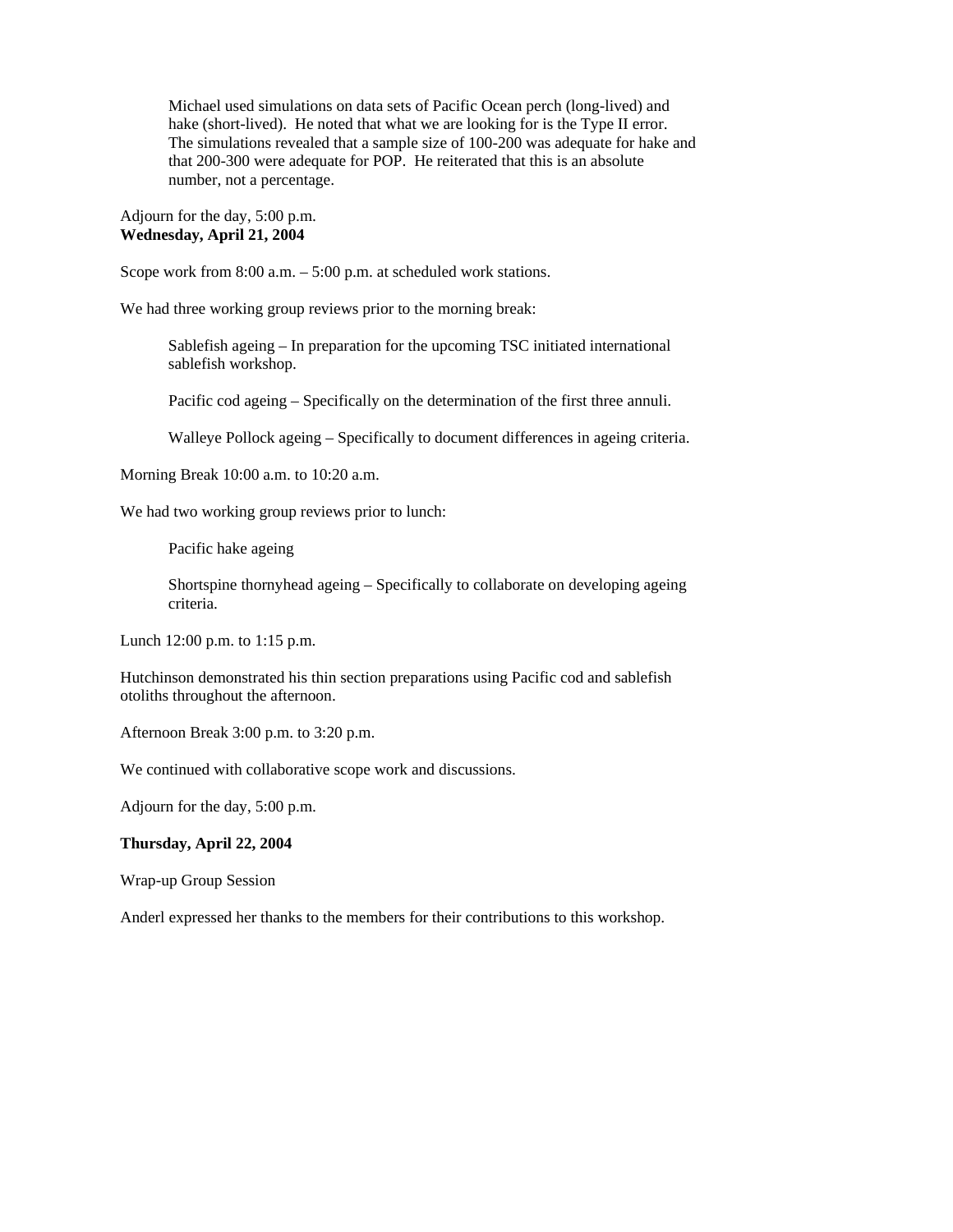Michael used simulations on data sets of Pacific Ocean perch (long-lived) and hake (short-lived). He noted that what we are looking for is the Type II error. The simulations revealed that a sample size of 100-200 was adequate for hake and that 200-300 were adequate for POP. He reiterated that this is an absolute number, not a percentage.

Adjourn for the day, 5:00 p.m.

**Wednesday, April 21, 2004**

Scope work from 8:00 a.m. – 5:00 p.m. at scheduled work stations.

We had three working group reviews prior to the morning break:

Sablefish ageing – In preparation for the upcoming TSC initiated international sablefish workshop.

Pacific cod ageing – Specifically on the determination of the first three annuli.

Walleye Pollock ageing – Specifically to document differences in ageing criteria.

Morning Break 10:00 a.m. to 10:20 a.m.

We had two working group reviews prior to lunch:

Pacific hake ageing

Shortspine thornyhead ageing – Specifically to collaborate on developing ageing criteria.

Lunch 12:00 p.m. to 1:15 p.m.

Hutchinson demonstrated his thin section preparations using Pacific cod and sablefish otoliths throughout the afternoon.

Afternoon Break 3:00 p.m. to 3:20 p.m.

We continued with collaborative scope work and discussions.

Adjourn for the day, 5:00 p.m.

**Thursday, April 22, 2004**

Wrap-up Group Session

Anderl expressed her thanks to the members for their contributions to this workshop.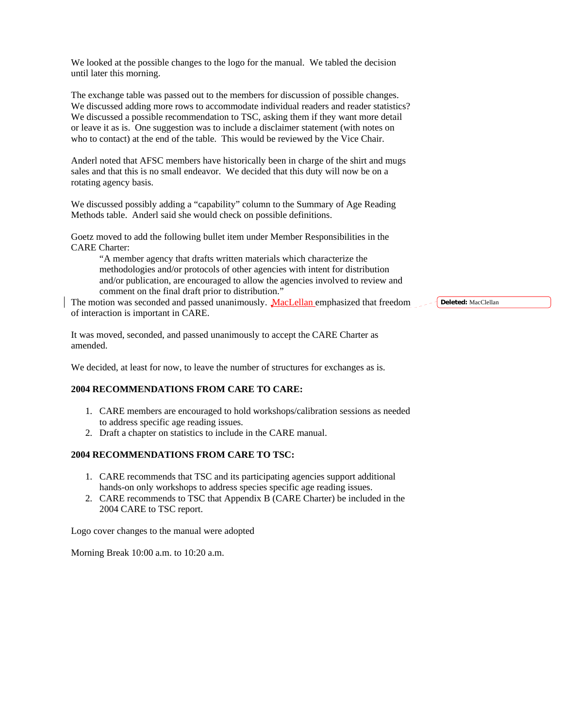We looked at the possible changes to the logo for the manual. We tabled the decision until later this morning.

The exchange table was passed out to the members for discussion of possible changes. We discussed adding more rows to accommodate individual readers and reader statistics? We discussed a possible recommendation to TSC, asking them if they want more detail or leave it as is. One suggestion was to include a disclaimer statement (with notes on who to contact) at the end of the table. This would be reviewed by the Vice Chair.

Anderl noted that AFSC members have historically been in charge of the shirt and mugs sales and that this is no small endeavor. We decided that this duty will now be on a rotating agency basis.

We discussed possibly adding a "capability" column to the Summary of Age Reading Methods table. Anderl said she would check on possible definitions.

Goetz moved to add the following bullet item under Member Responsibilities in the CARE Charter:

> "A member agency that drafts written materials which characterize the methodologies and/or protocols of other agencies with intent for distribution and/or publication, are encouraged to allow the agencies involved to review and comment on the final draft prior to distribution."

The motion was seconded and passed unanimously. MacLellan emphasized that freedom of interaction is important in CARE.

It was moved, seconded, and passed unanimously to accept the CARE Charter as amended.

We decided, at least for now, to leave the number of structures for exchanges as is.

**2004 RECOMMENDATIONS FROM CARE TO CARE:**

1. CARE members are encouraged to hold workshops/calibration sessions as needed to address specific age reading issues.
2. Draft a chapter on statistics to include in the CARE manual.

**2004 RECOMMENDATIONS FROM CARE TO TSC:**

1. CARE recommends that TSC and its participating agencies support additional hands-on only workshops to address species specific age reading issues.
2. CARE recommends to TSC that Appendix B (CARE Charter) be included in the 2004 CARE to TSC report.

Logo cover changes to the manual were adopted

Morning Break 10:00 a.m. to 10:20 a.m.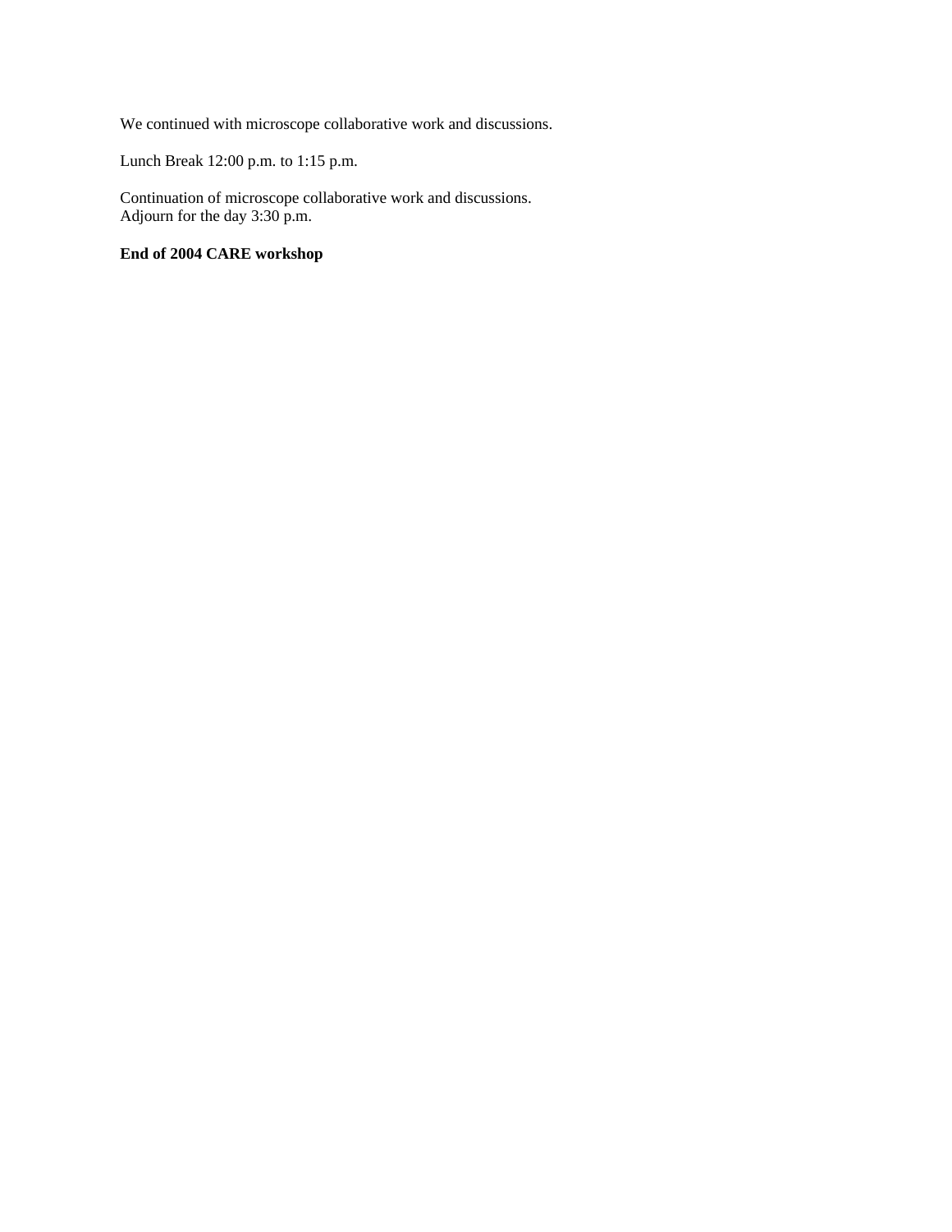We continued with microscope collaborative work and discussions.

Lunch Break 12:00 p.m. to 1:15 p.m.

Continuation of microscope collaborative work and discussions.
Adjourn for the day 3:30 p.m.

**End of 2004 CARE workshop**